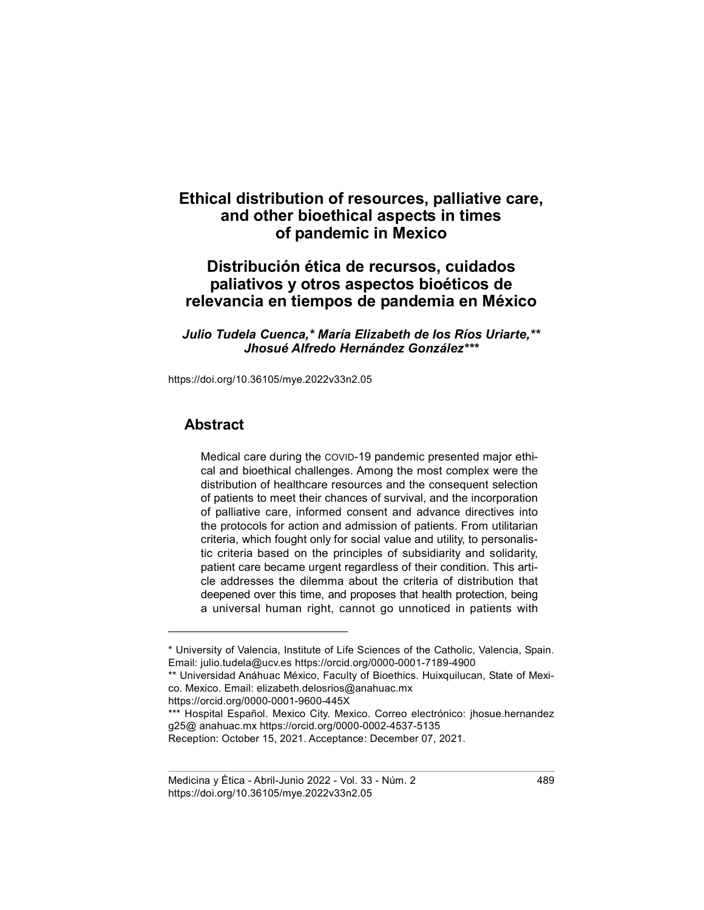# Ethical distribution of resources, palliative care, and other bioethical aspects in times of pandemic in Mexico

# Distribución ética de recursos, cuidados paliativos y otros aspectos bioéticos de relevancia en tiempos de pandemia en México

***Julio Tudela Cuenca,\* María Elizabeth de los Ríos Uriarte,\*\* Jhosué Alfredo Hernández González\*\*\****

https://doi.org/10.36105/mye.2022v33n2.05

## Abstract

Medical care during the COVID-19 pandemic presented major ethical and bioethical challenges. Among the most complex were the distribution of healthcare resources and the consequent selection of patients to meet their chances of survival, and the incorporation of palliative care, informed consent and advance directives into the protocols for action and admission of patients. From utilitarian criteria, which fought only for social value and utility, to personalistic criteria based on the principles of subsidiarity and solidarity, patient care became urgent regardless of their condition. This article addresses the dilemma about the criteria of distribution that deepened over this time, and proposes that health protection, being a universal human right, cannot go unnoticed in patients with

---

\* University of Valencia, Institute of Life Sciences of the Catholic, Valencia, Spain. Email: julio.tudela@ucv.es https://orcid.org/0000-0001-7189-4900

\*\* Universidad Anáhuac México, Faculty of Bioethics. Huixquilucan, State of Mexico. Mexico. Email: elizabeth.delosrios@anahuac.mx https://orcid.org/0000-0001-9600-445X

\*\*\* Hospital Español. Mexico City. Mexico. Correo electrónico: jhosue.hernandezg25@ anahuac.mx https://orcid.org/0000-0002-4537-5135

Reception: October 15, 2021. Acceptance: December 07, 2021.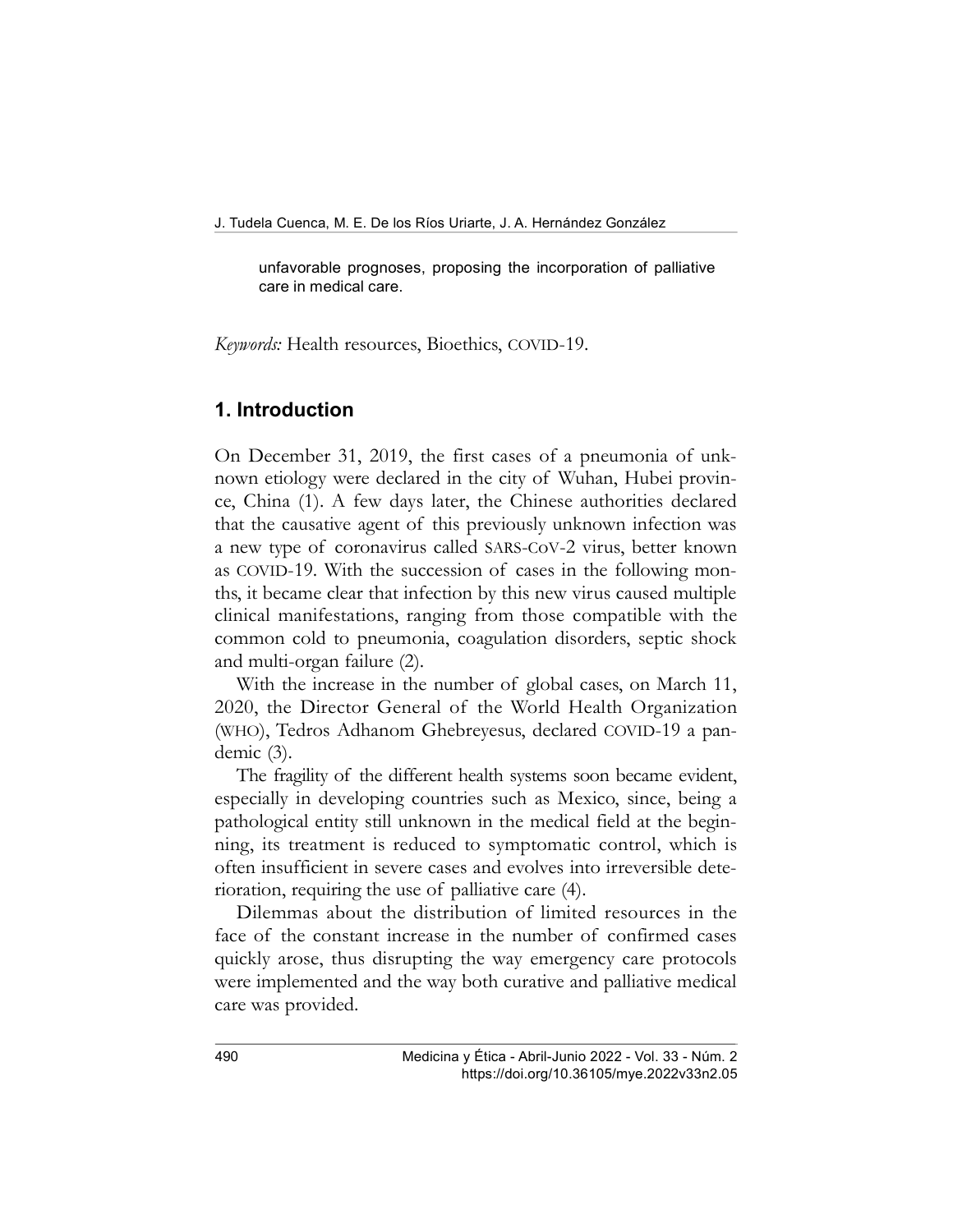unfavorable prognoses, proposing the incorporation of palliative care in medical care.

*Keywords:* Health resources, Bioethics, COVID-19.

## 1. Introduction

On December 31, 2019, the first cases of a pneumonia of unknown etiology were declared in the city of Wuhan, Hubei province, China (1). A few days later, the Chinese authorities declared that the causative agent of this previously unknown infection was a new type of coronavirus called SARS-CoV-2 virus, better known as COVID-19. With the succession of cases in the following months, it became clear that infection by this new virus caused multiple clinical manifestations, ranging from those compatible with the common cold to pneumonia, coagulation disorders, septic shock and multi-organ failure (2).

With the increase in the number of global cases, on March 11, 2020, the Director General of the World Health Organization (WHO), Tedros Adhanom Ghebreyesus, declared COVID-19 a pandemic (3).

The fragility of the different health systems soon became evident, especially in developing countries such as Mexico, since, being a pathological entity still unknown in the medical field at the beginning, its treatment is reduced to symptomatic control, which is often insufficient in severe cases and evolves into irreversible deterioration, requiring the use of palliative care (4).

Dilemmas about the distribution of limited resources in the face of the constant increase in the number of confirmed cases quickly arose, thus disrupting the way emergency care protocols were implemented and the way both curative and palliative medical care was provided.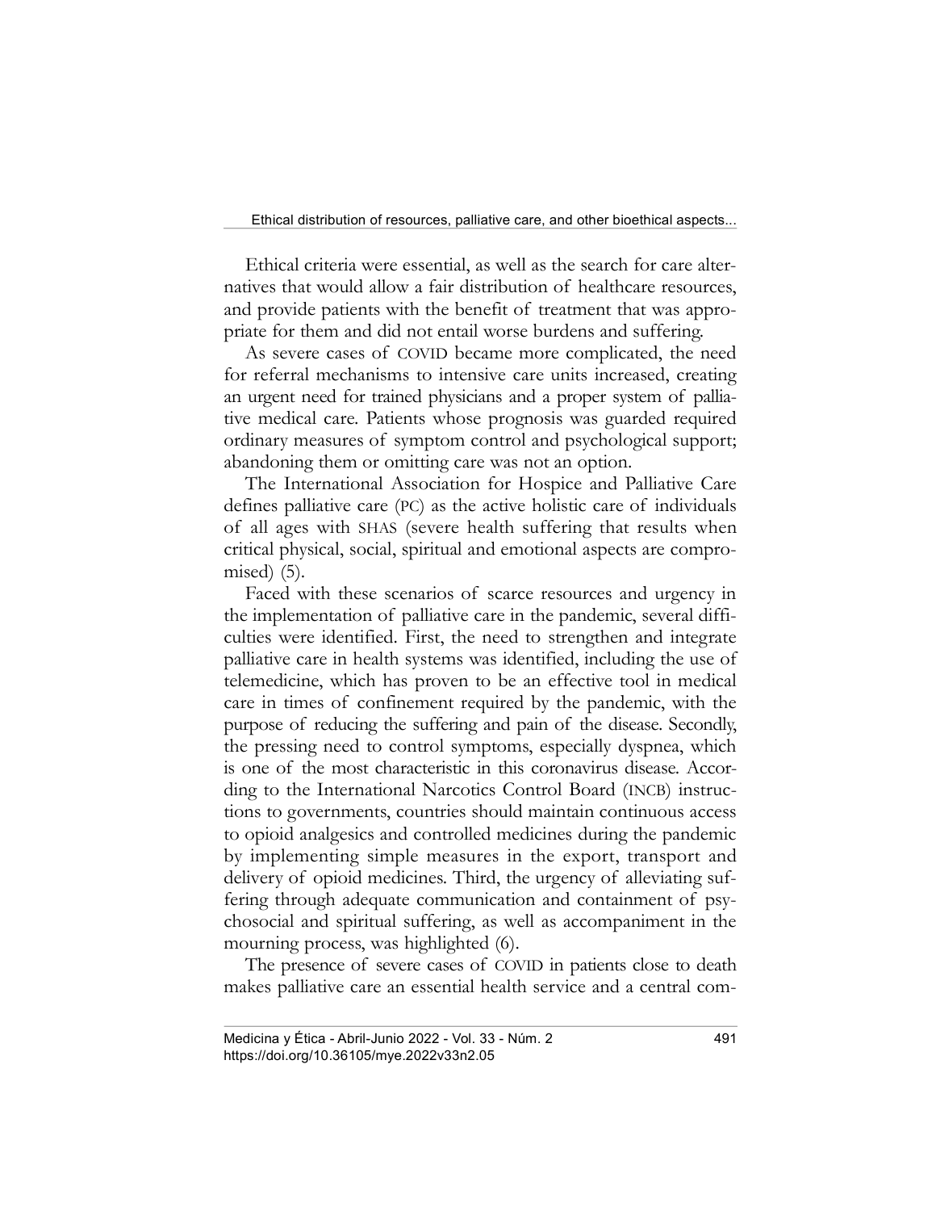Ethical criteria were essential, as well as the search for care alternatives that would allow a fair distribution of healthcare resources, and provide patients with the benefit of treatment that was appropriate for them and did not entail worse burdens and suffering.

As severe cases of COVID became more complicated, the need for referral mechanisms to intensive care units increased, creating an urgent need for trained physicians and a proper system of palliative medical care. Patients whose prognosis was guarded required ordinary measures of symptom control and psychological support; abandoning them or omitting care was not an option.

The International Association for Hospice and Palliative Care defines palliative care (PC) as the active holistic care of individuals of all ages with SHAS (severe health suffering that results when critical physical, social, spiritual and emotional aspects are compromised) (5).

Faced with these scenarios of scarce resources and urgency in the implementation of palliative care in the pandemic, several difficulties were identified. First, the need to strengthen and integrate palliative care in health systems was identified, including the use of telemedicine, which has proven to be an effective tool in medical care in times of confinement required by the pandemic, with the purpose of reducing the suffering and pain of the disease. Secondly, the pressing need to control symptoms, especially dyspnea, which is one of the most characteristic in this coronavirus disease. According to the International Narcotics Control Board (INCB) instructions to governments, countries should maintain continuous access to opioid analgesics and controlled medicines during the pandemic by implementing simple measures in the export, transport and delivery of opioid medicines. Third, the urgency of alleviating suffering through adequate communication and containment of psychosocial and spiritual suffering, as well as accompaniment in the mourning process, was highlighted (6).

The presence of severe cases of COVID in patients close to death makes palliative care an essential health service and a central com-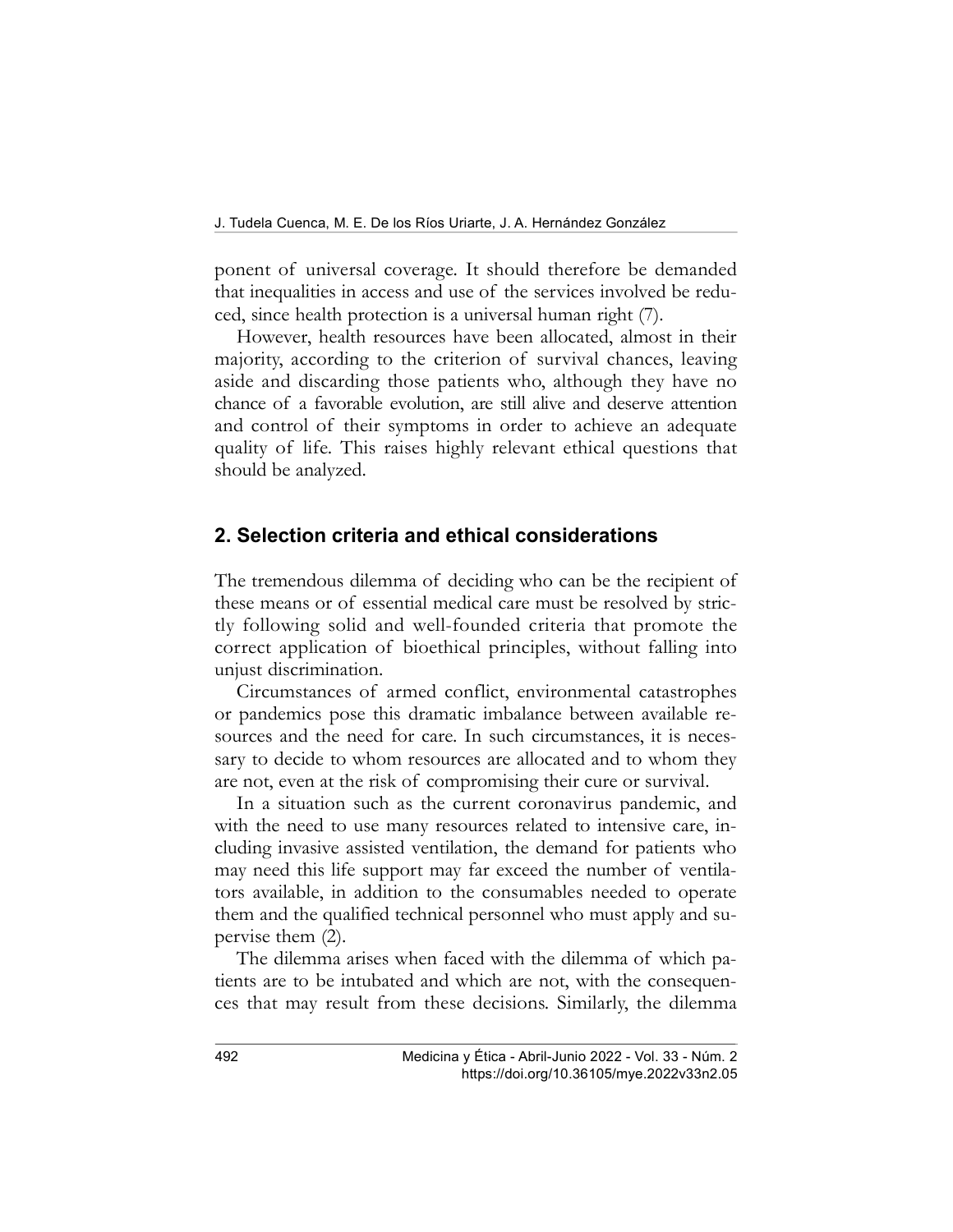ponent of universal coverage. It should therefore be demanded that inequalities in access and use of the services involved be reduced, since health protection is a universal human right (7).

However, health resources have been allocated, almost in their majority, according to the criterion of survival chances, leaving aside and discarding those patients who, although they have no chance of a favorable evolution, are still alive and deserve attention and control of their symptoms in order to achieve an adequate quality of life. This raises highly relevant ethical questions that should be analyzed.

## 2. Selection criteria and ethical considerations

The tremendous dilemma of deciding who can be the recipient of these means or of essential medical care must be resolved by strictly following solid and well-founded criteria that promote the correct application of bioethical principles, without falling into unjust discrimination.

Circumstances of armed conflict, environmental catastrophes or pandemics pose this dramatic imbalance between available resources and the need for care. In such circumstances, it is necessary to decide to whom resources are allocated and to whom they are not, even at the risk of compromising their cure or survival.

In a situation such as the current coronavirus pandemic, and with the need to use many resources related to intensive care, including invasive assisted ventilation, the demand for patients who may need this life support may far exceed the number of ventilators available, in addition to the consumables needed to operate them and the qualified technical personnel who must apply and supervise them (2).

The dilemma arises when faced with the dilemma of which patients are to be intubated and which are not, with the consequences that may result from these decisions. Similarly, the dilemma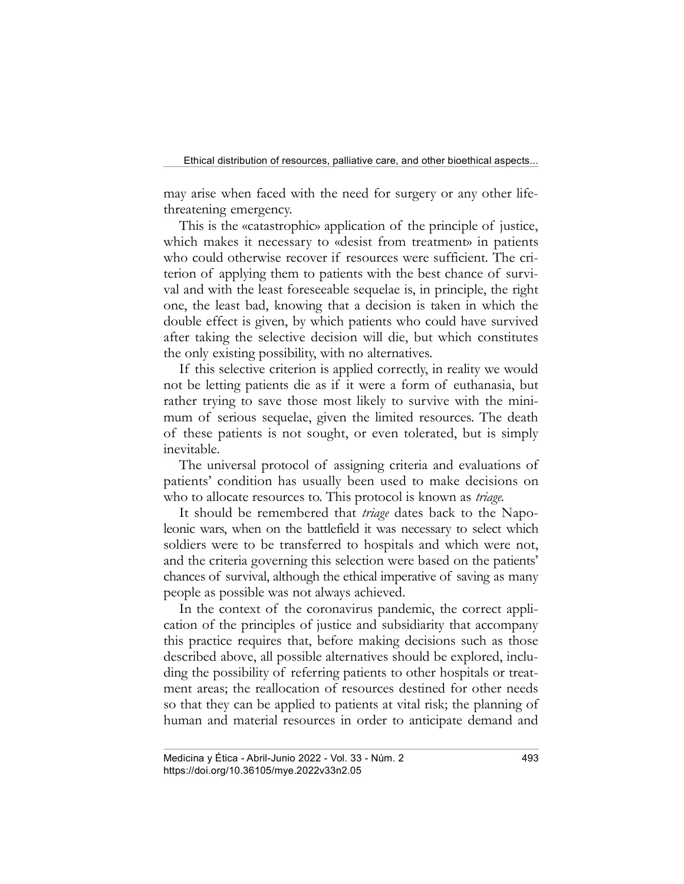may arise when faced with the need for surgery or any other life-threatening emergency.

This is the «catastrophic» application of the principle of justice, which makes it necessary to «desist from treatment» in patients who could otherwise recover if resources were sufficient. The criterion of applying them to patients with the best chance of survival and with the least foreseeable sequelae is, in principle, the right one, the least bad, knowing that a decision is taken in which the double effect is given, by which patients who could have survived after taking the selective decision will die, but which constitutes the only existing possibility, with no alternatives.

If this selective criterion is applied correctly, in reality we would not be letting patients die as if it were a form of euthanasia, but rather trying to save those most likely to survive with the minimum of serious sequelae, given the limited resources. The death of these patients is not sought, or even tolerated, but is simply inevitable.

The universal protocol of assigning criteria and evaluations of patients' condition has usually been used to make decisions on who to allocate resources to. This protocol is known as *triage*.

It should be remembered that *triage* dates back to the Napoleonic wars, when on the battlefield it was necessary to select which soldiers were to be transferred to hospitals and which were not, and the criteria governing this selection were based on the patients' chances of survival, although the ethical imperative of saving as many people as possible was not always achieved.

In the context of the coronavirus pandemic, the correct application of the principles of justice and subsidiarity that accompany this practice requires that, before making decisions such as those described above, all possible alternatives should be explored, including the possibility of referring patients to other hospitals or treatment areas; the reallocation of resources destined for other needs so that they can be applied to patients at vital risk; the planning of human and material resources in order to anticipate demand and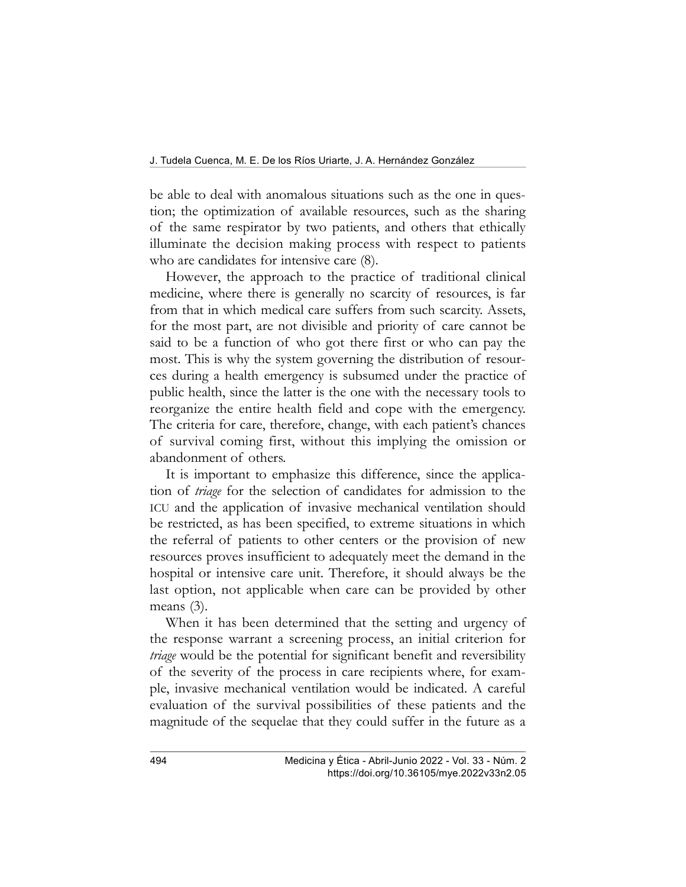be able to deal with anomalous situations such as the one in question; the optimization of available resources, such as the sharing of the same respirator by two patients, and others that ethically illuminate the decision making process with respect to patients who are candidates for intensive care (8).

However, the approach to the practice of traditional clinical medicine, where there is generally no scarcity of resources, is far from that in which medical care suffers from such scarcity. Assets, for the most part, are not divisible and priority of care cannot be said to be a function of who got there first or who can pay the most. This is why the system governing the distribution of resources during a health emergency is subsumed under the practice of public health, since the latter is the one with the necessary tools to reorganize the entire health field and cope with the emergency. The criteria for care, therefore, change, with each patient's chances of survival coming first, without this implying the omission or abandonment of others.

It is important to emphasize this difference, since the application of *triage* for the selection of candidates for admission to the ICU and the application of invasive mechanical ventilation should be restricted, as has been specified, to extreme situations in which the referral of patients to other centers or the provision of new resources proves insufficient to adequately meet the demand in the hospital or intensive care unit. Therefore, it should always be the last option, not applicable when care can be provided by other means (3).

When it has been determined that the setting and urgency of the response warrant a screening process, an initial criterion for *triage* would be the potential for significant benefit and reversibility of the severity of the process in care recipients where, for example, invasive mechanical ventilation would be indicated. A careful evaluation of the survival possibilities of these patients and the magnitude of the sequelae that they could suffer in the future as a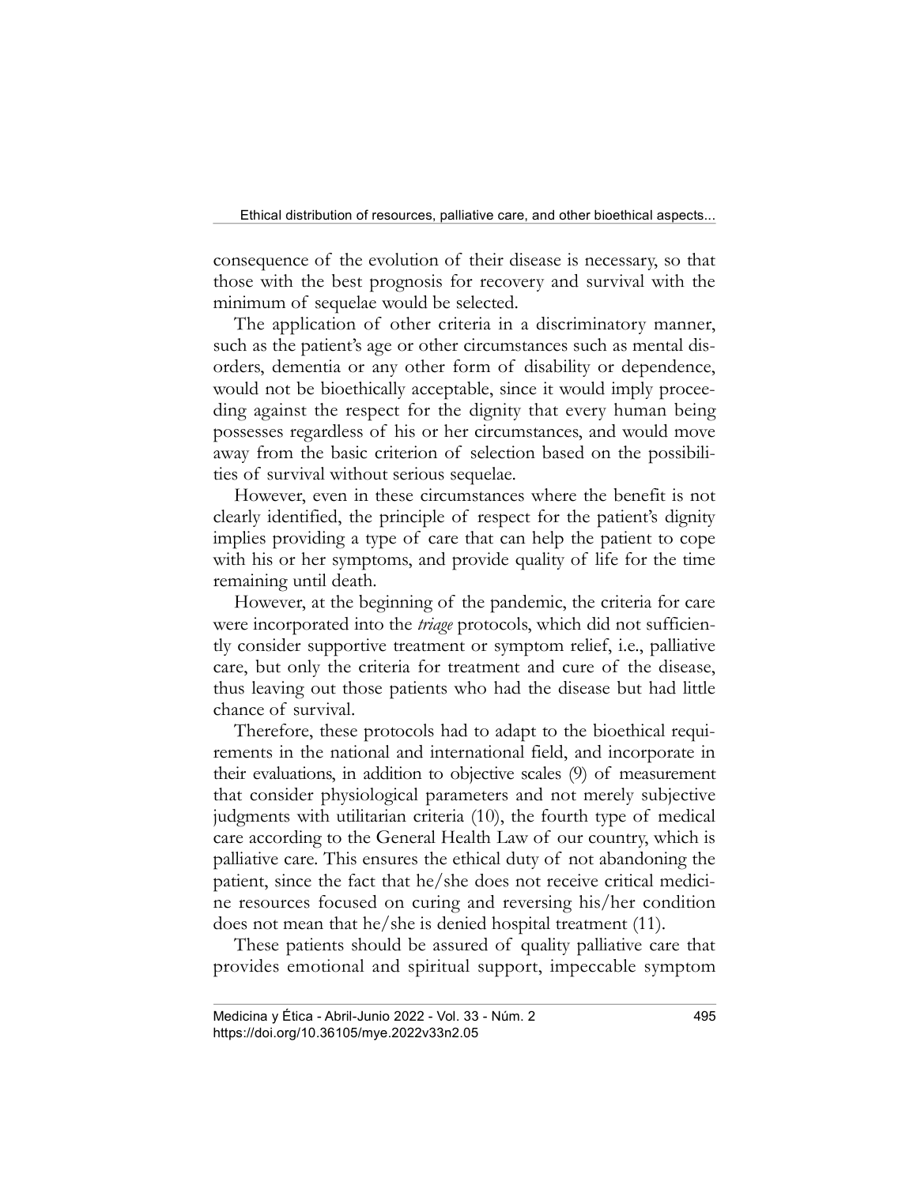consequence of the evolution of their disease is necessary, so that those with the best prognosis for recovery and survival with the minimum of sequelae would be selected.

The application of other criteria in a discriminatory manner, such as the patient's age or other circumstances such as mental disorders, dementia or any other form of disability or dependence, would not be bioethically acceptable, since it would imply proceeding against the respect for the dignity that every human being possesses regardless of his or her circumstances, and would move away from the basic criterion of selection based on the possibilities of survival without serious sequelae.

However, even in these circumstances where the benefit is not clearly identified, the principle of respect for the patient's dignity implies providing a type of care that can help the patient to cope with his or her symptoms, and provide quality of life for the time remaining until death.

However, at the beginning of the pandemic, the criteria for care were incorporated into the *triage* protocols, which did not sufficiently consider supportive treatment or symptom relief, i.e., palliative care, but only the criteria for treatment and cure of the disease, thus leaving out those patients who had the disease but had little chance of survival.

Therefore, these protocols had to adapt to the bioethical requirements in the national and international field, and incorporate in their evaluations, in addition to objective scales (9) of measurement that consider physiological parameters and not merely subjective judgments with utilitarian criteria (10), the fourth type of medical care according to the General Health Law of our country, which is palliative care. This ensures the ethical duty of not abandoning the patient, since the fact that he/she does not receive critical medicine resources focused on curing and reversing his/her condition does not mean that he/she is denied hospital treatment (11).

These patients should be assured of quality palliative care that provides emotional and spiritual support, impeccable symptom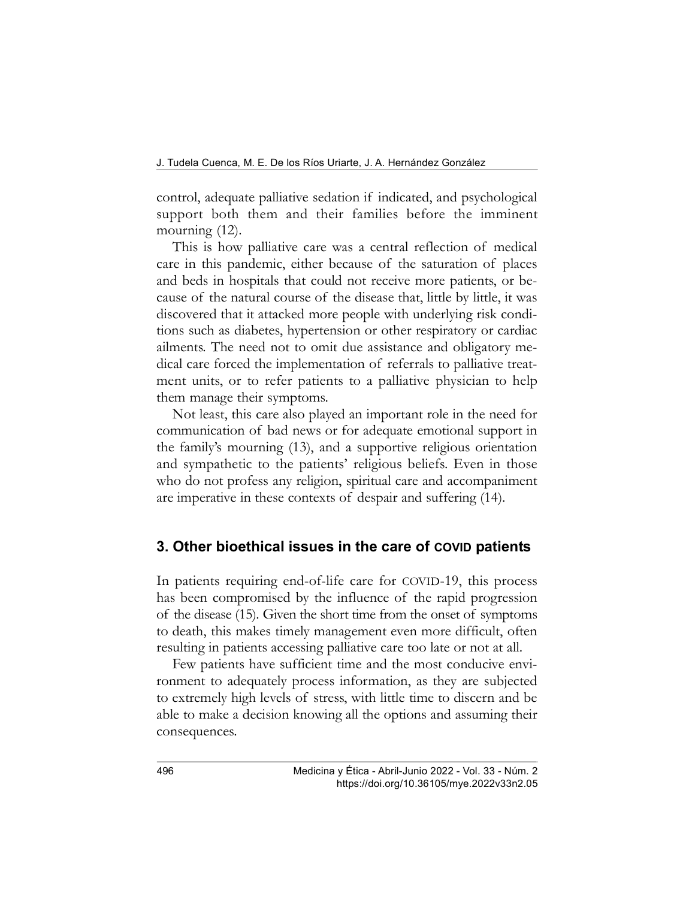control, adequate palliative sedation if indicated, and psychological support both them and their families before the imminent mourning (12).

This is how palliative care was a central reflection of medical care in this pandemic, either because of the saturation of places and beds in hospitals that could not receive more patients, or because of the natural course of the disease that, little by little, it was discovered that it attacked more people with underlying risk conditions such as diabetes, hypertension or other respiratory or cardiac ailments. The need not to omit due assistance and obligatory medical care forced the implementation of referrals to palliative treatment units, or to refer patients to a palliative physician to help them manage their symptoms.

Not least, this care also played an important role in the need for communication of bad news or for adequate emotional support in the family's mourning (13), and a supportive religious orientation and sympathetic to the patients' religious beliefs. Even in those who do not profess any religion, spiritual care and accompaniment are imperative in these contexts of despair and suffering (14).

## 3. Other bioethical issues in the care of COVID patients

In patients requiring end-of-life care for COVID-19, this process has been compromised by the influence of the rapid progression of the disease (15). Given the short time from the onset of symptoms to death, this makes timely management even more difficult, often resulting in patients accessing palliative care too late or not at all.

Few patients have sufficient time and the most conducive environment to adequately process information, as they are subjected to extremely high levels of stress, with little time to discern and be able to make a decision knowing all the options and assuming their consequences.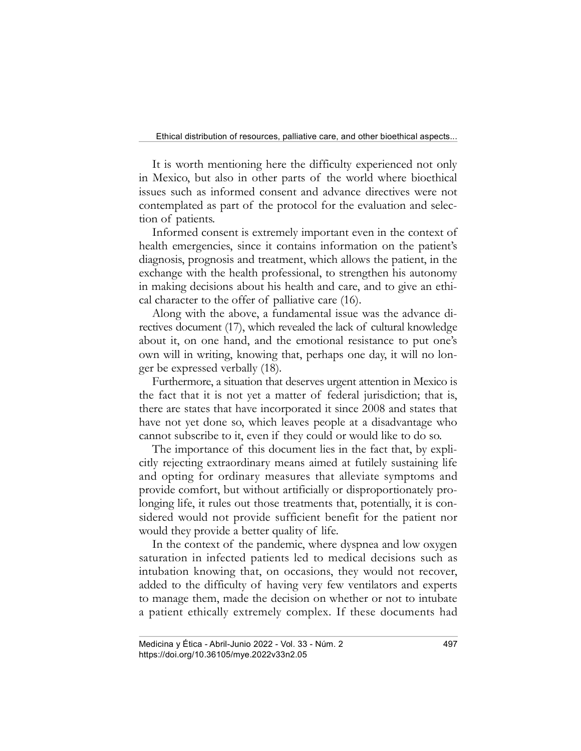It is worth mentioning here the difficulty experienced not only in Mexico, but also in other parts of the world where bioethical issues such as informed consent and advance directives were not contemplated as part of the protocol for the evaluation and selection of patients.

Informed consent is extremely important even in the context of health emergencies, since it contains information on the patient's diagnosis, prognosis and treatment, which allows the patient, in the exchange with the health professional, to strengthen his autonomy in making decisions about his health and care, and to give an ethical character to the offer of palliative care (16).

Along with the above, a fundamental issue was the advance directives document (17), which revealed the lack of cultural knowledge about it, on one hand, and the emotional resistance to put one's own will in writing, knowing that, perhaps one day, it will no longer be expressed verbally (18).

Furthermore, a situation that deserves urgent attention in Mexico is the fact that it is not yet a matter of federal jurisdiction; that is, there are states that have incorporated it since 2008 and states that have not yet done so, which leaves people at a disadvantage who cannot subscribe to it, even if they could or would like to do so.

The importance of this document lies in the fact that, by explicitly rejecting extraordinary means aimed at futilely sustaining life and opting for ordinary measures that alleviate symptoms and provide comfort, but without artificially or disproportionately prolonging life, it rules out those treatments that, potentially, it is considered would not provide sufficient benefit for the patient nor would they provide a better quality of life.

In the context of the pandemic, where dyspnea and low oxygen saturation in infected patients led to medical decisions such as intubation knowing that, on occasions, they would not recover, added to the difficulty of having very few ventilators and experts to manage them, made the decision on whether or not to intubate a patient ethically extremely complex. If these documents had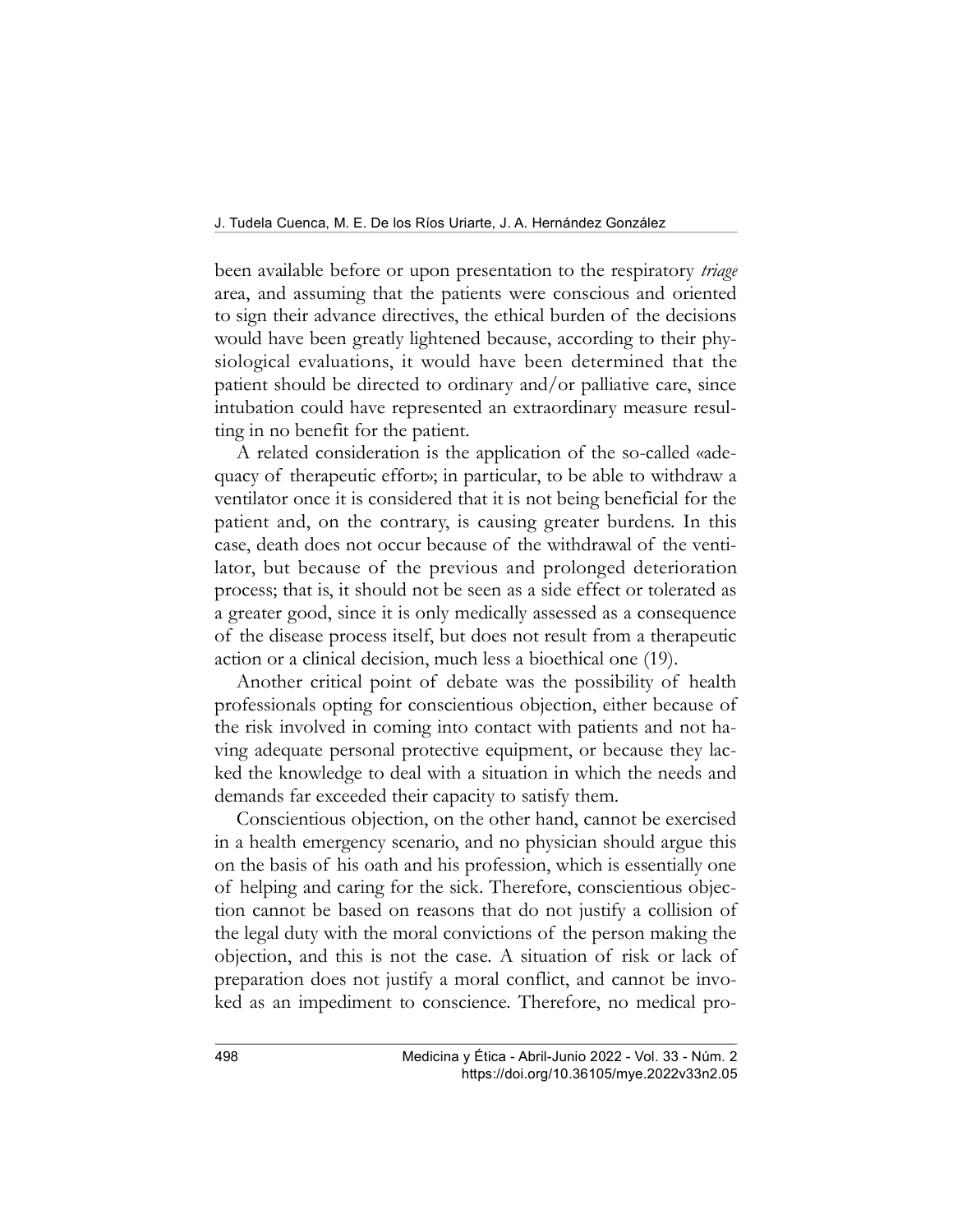been available before or upon presentation to the respiratory *triage* area, and assuming that the patients were conscious and oriented to sign their advance directives, the ethical burden of the decisions would have been greatly lightened because, according to their physiological evaluations, it would have been determined that the patient should be directed to ordinary and/or palliative care, since intubation could have represented an extraordinary measure resulting in no benefit for the patient.

A related consideration is the application of the so-called «adequacy of therapeutic effort»; in particular, to be able to withdraw a ventilator once it is considered that it is not being beneficial for the patient and, on the contrary, is causing greater burdens. In this case, death does not occur because of the withdrawal of the ventilator, but because of the previous and prolonged deterioration process; that is, it should not be seen as a side effect or tolerated as a greater good, since it is only medically assessed as a consequence of the disease process itself, but does not result from a therapeutic action or a clinical decision, much less a bioethical one (19).

Another critical point of debate was the possibility of health professionals opting for conscientious objection, either because of the risk involved in coming into contact with patients and not having adequate personal protective equipment, or because they lacked the knowledge to deal with a situation in which the needs and demands far exceeded their capacity to satisfy them.

Conscientious objection, on the other hand, cannot be exercised in a health emergency scenario, and no physician should argue this on the basis of his oath and his profession, which is essentially one of helping and caring for the sick. Therefore, conscientious objection cannot be based on reasons that do not justify a collision of the legal duty with the moral convictions of the person making the objection, and this is not the case. A situation of risk or lack of preparation does not justify a moral conflict, and cannot be invoked as an impediment to conscience. Therefore, no medical pro-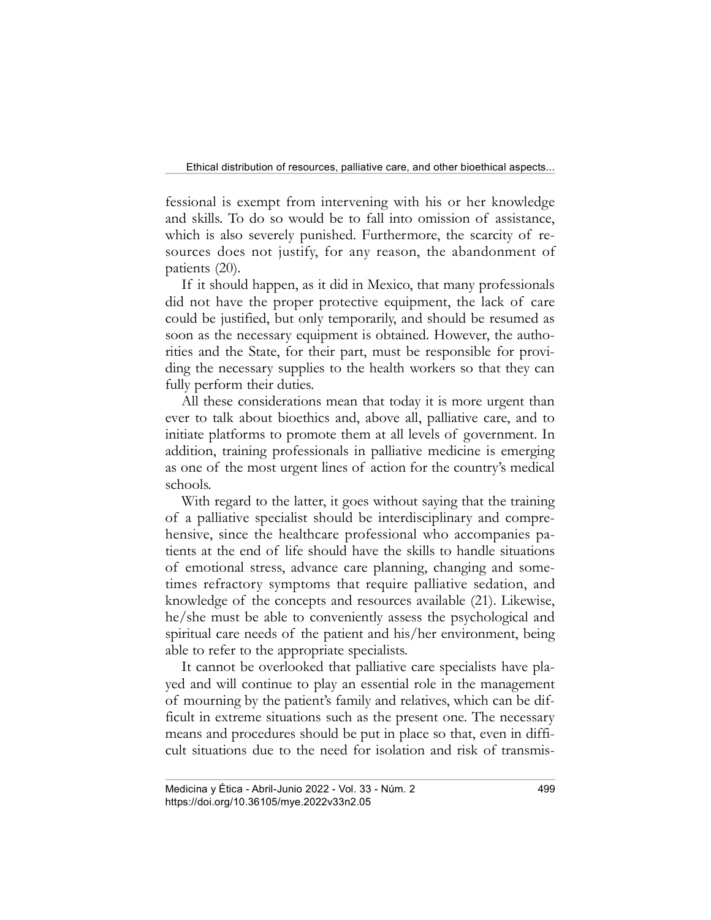fessional is exempt from intervening with his or her knowledge and skills. To do so would be to fall into omission of assistance, which is also severely punished. Furthermore, the scarcity of resources does not justify, for any reason, the abandonment of patients (20).

If it should happen, as it did in Mexico, that many professionals did not have the proper protective equipment, the lack of care could be justified, but only temporarily, and should be resumed as soon as the necessary equipment is obtained. However, the authorities and the State, for their part, must be responsible for providing the necessary supplies to the health workers so that they can fully perform their duties.

All these considerations mean that today it is more urgent than ever to talk about bioethics and, above all, palliative care, and to initiate platforms to promote them at all levels of government. In addition, training professionals in palliative medicine is emerging as one of the most urgent lines of action for the country's medical schools.

With regard to the latter, it goes without saying that the training of a palliative specialist should be interdisciplinary and comprehensive, since the healthcare professional who accompanies patients at the end of life should have the skills to handle situations of emotional stress, advance care planning, changing and sometimes refractory symptoms that require palliative sedation, and knowledge of the concepts and resources available (21). Likewise, he/she must be able to conveniently assess the psychological and spiritual care needs of the patient and his/her environment, being able to refer to the appropriate specialists.

It cannot be overlooked that palliative care specialists have played and will continue to play an essential role in the management of mourning by the patient's family and relatives, which can be difficult in extreme situations such as the present one. The necessary means and procedures should be put in place so that, even in difficult situations due to the need for isolation and risk of transmis-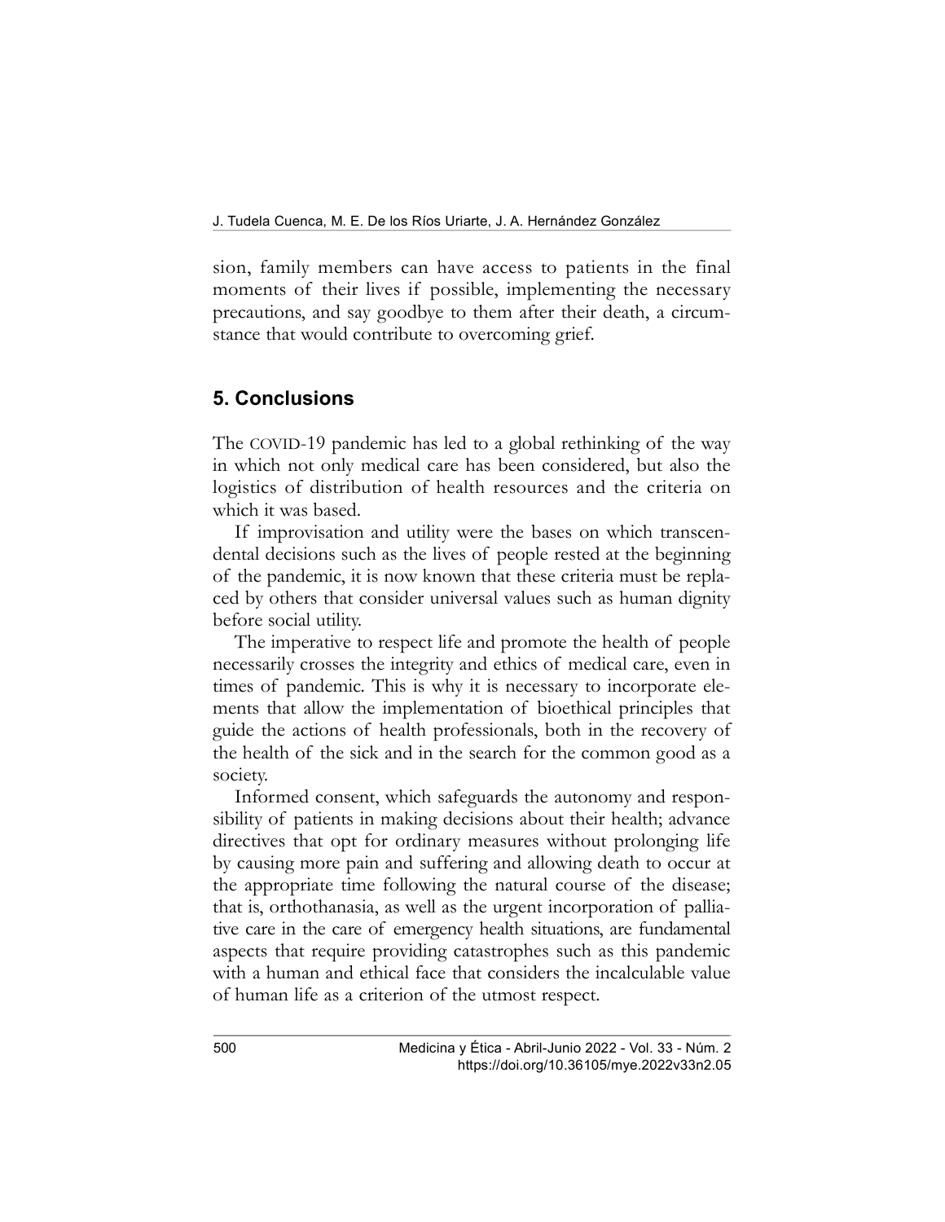sion, family members can have access to patients in the final moments of their lives if possible, implementing the necessary precautions, and say goodbye to them after their death, a circumstance that would contribute to overcoming grief.

## 5. Conclusions

The COVID-19 pandemic has led to a global rethinking of the way in which not only medical care has been considered, but also the logistics of distribution of health resources and the criteria on which it was based.

If improvisation and utility were the bases on which transcendental decisions such as the lives of people rested at the beginning of the pandemic, it is now known that these criteria must be replaced by others that consider universal values such as human dignity before social utility.

The imperative to respect life and promote the health of people necessarily crosses the integrity and ethics of medical care, even in times of pandemic. This is why it is necessary to incorporate elements that allow the implementation of bioethical principles that guide the actions of health professionals, both in the recovery of the health of the sick and in the search for the common good as a society.

Informed consent, which safeguards the autonomy and responsibility of patients in making decisions about their health; advance directives that opt for ordinary measures without prolonging life by causing more pain and suffering and allowing death to occur at the appropriate time following the natural course of the disease; that is, orthothanasia, as well as the urgent incorporation of palliative care in the care of emergency health situations, are fundamental aspects that require providing catastrophes such as this pandemic with a human and ethical face that considers the incalculable value of human life as a criterion of the utmost respect.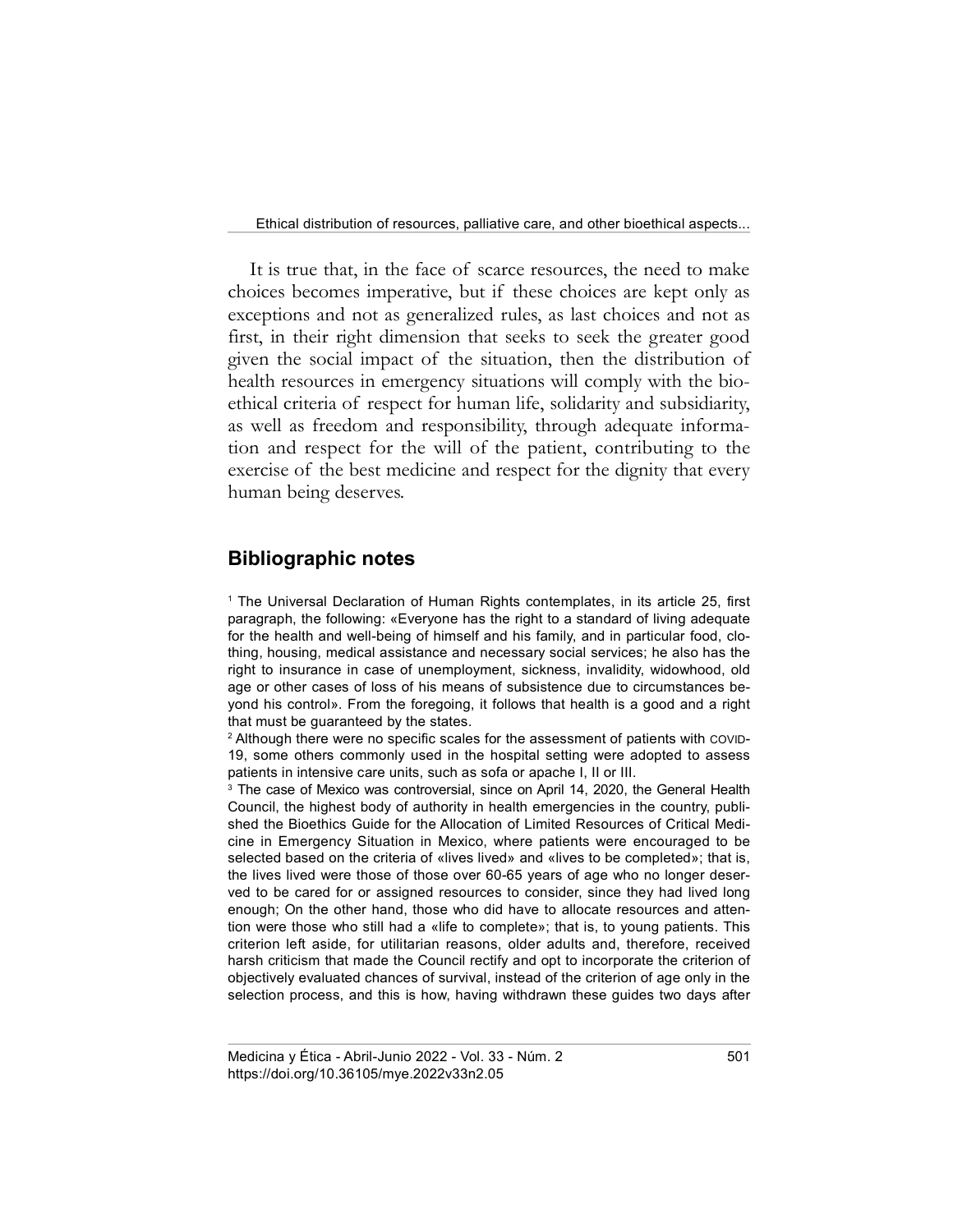It is true that, in the face of scarce resources, the need to make choices becomes imperative, but if these choices are kept only as exceptions and not as generalized rules, as last choices and not as first, in their right dimension that seeks to seek the greater good given the social impact of the situation, then the distribution of health resources in emergency situations will comply with the bioethical criteria of respect for human life, solidarity and subsidiarity, as well as freedom and responsibility, through adequate information and respect for the will of the patient, contributing to the exercise of the best medicine and respect for the dignity that every human being deserves.

## Bibliographic notes

[1] The Universal Declaration of Human Rights contemplates, in its article 25, first paragraph, the following: «Everyone has the right to a standard of living adequate for the health and well-being of himself and his family, and in particular food, clothing, housing, medical assistance and necessary social services; he also has the right to insurance in case of unemployment, sickness, invalidity, widowhood, old age or other cases of loss of his means of subsistence due to circumstances beyond his control». From the foregoing, it follows that health is a good and a right that must be guaranteed by the states.

[2] Although there were no specific scales for the assessment of patients with COVID-19, some others commonly used in the hospital setting were adopted to assess patients in intensive care units, such as sofa or apache I, II or III.

[3] The case of Mexico was controversial, since on April 14, 2020, the General Health Council, the highest body of authority in health emergencies in the country, published the Bioethics Guide for the Allocation of Limited Resources of Critical Medicine in Emergency Situation in Mexico, where patients were encouraged to be selected based on the criteria of «lives lived» and «lives to be completed»; that is, the lives lived were those of those over 60-65 years of age who no longer deserved to be cared for or assigned resources to consider, since they had lived long enough; On the other hand, those who did have to allocate resources and attention were those who still had a «life to complete»; that is, to young patients. This criterion left aside, for utilitarian reasons, older adults and, therefore, received harsh criticism that made the Council rectify and opt to incorporate the criterion of objectively evaluated chances of survival, instead of the criterion of age only in the selection process, and this is how, having withdrawn these guides two days after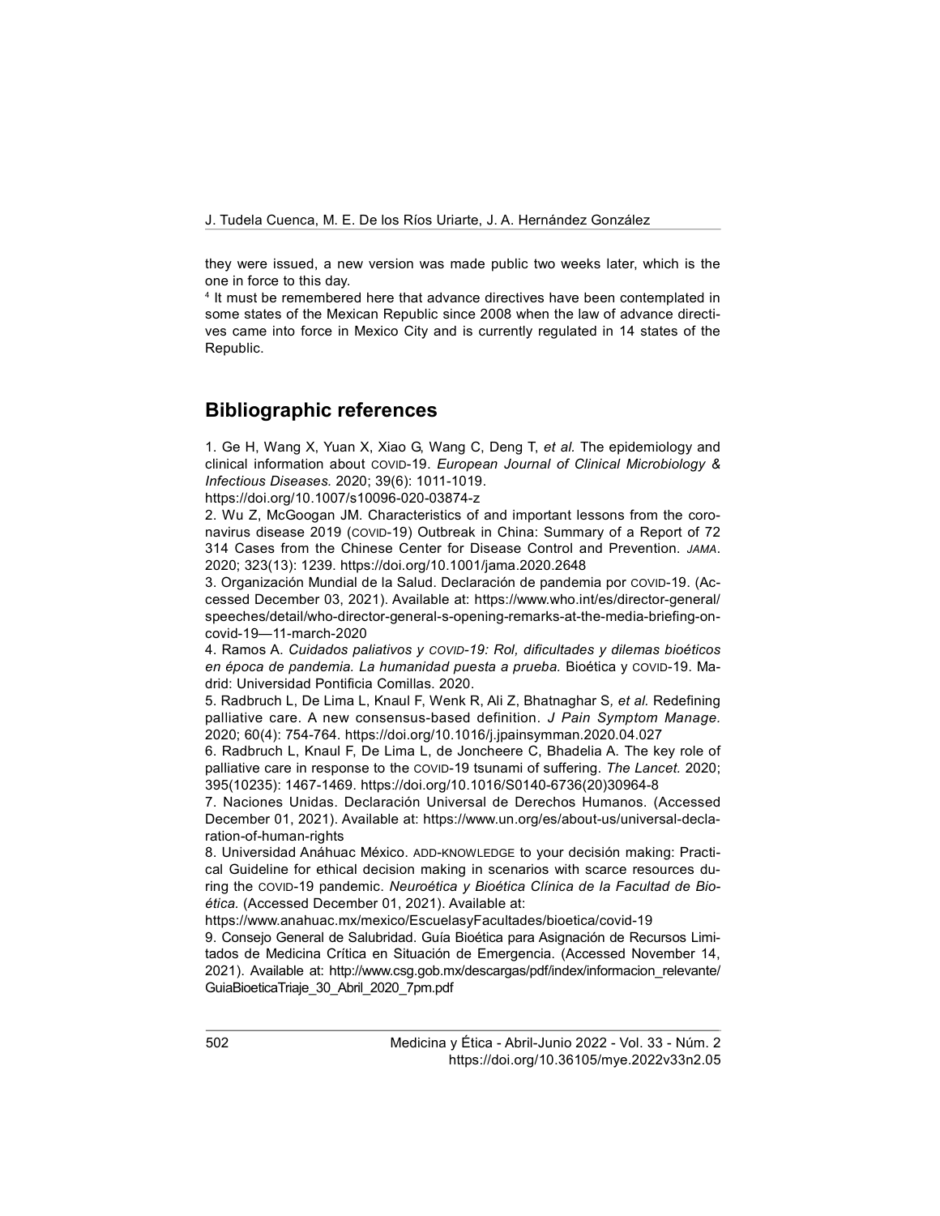they were issued, a new version was made public two weeks later, which is the one in force to this day.

[4] It must be remembered here that advance directives have been contemplated in some states of the Mexican Republic since 2008 when the law of advance directives came into force in Mexico City and is currently regulated in 14 states of the Republic.

## Bibliographic references

1. Ge H, Wang X, Yuan X, Xiao G, Wang C, Deng T, *et al.* The epidemiology and clinical information about COVID-19. *European Journal of Clinical Microbiology & Infectious Diseases.* 2020; 39(6): 1011-1019. https://doi.org/10.1007/s10096-020-03874-z
2. Wu Z, McGoogan JM. Characteristics of and important lessons from the coronavirus disease 2019 (COVID-19) Outbreak in China: Summary of a Report of 72 314 Cases from the Chinese Center for Disease Control and Prevention. *JAMA*. 2020; 323(13): 1239. https://doi.org/10.1001/jama.2020.2648
3. Organización Mundial de la Salud. Declaración de pandemia por COVID-19. (Accessed December 03, 2021). Available at: https://www.who.int/es/director-general/speeches/detail/who-director-general-s-opening-remarks-at-the-media-briefing-on-covid-19—11-march-2020
4. Ramos A. *Cuidados paliativos y COVID-19: Rol, dificultades y dilemas bioéticos en época de pandemia. La humanidad puesta a prueba.* Bioética y COVID-19. Madrid: Universidad Pontificia Comillas. 2020.
5. Radbruch L, De Lima L, Knaul F, Wenk R, Ali Z, Bhatnaghar S, *et al.* Redefining palliative care. A new consensus-based definition. *J Pain Symptom Manage.* 2020; 60(4): 754-764. https://doi.org/10.1016/j.jpainsymman.2020.04.027
6. Radbruch L, Knaul F, De Lima L, de Joncheere C, Bhadelia A. The key role of palliative care in response to the COVID-19 tsunami of suffering. *The Lancet.* 2020; 395(10235): 1467-1469. https://doi.org/10.1016/S0140-6736(20)30964-8
7. Naciones Unidas. Declaración Universal de Derechos Humanos. (Accessed December 01, 2021). Available at: https://www.un.org/es/about-us/universal-declaration-of-human-rights
8. Universidad Anáhuac México. ADD-KNOWLEDGE to your decisión making: Practical Guideline for ethical decision making in scenarios with scarce resources during the COVID-19 pandemic. *Neuroética y Bioética Clínica de la Facultad de Bioética.* (Accessed December 01, 2021). Available at: https://www.anahuac.mx/mexico/EscuelasyFacultades/bioetica/covid-19
9. Consejo General de Salubridad. Guía Bioética para Asignación de Recursos Limitados de Medicina Crítica en Situación de Emergencia. (Accessed November 14, 2021). Available at: http://www.csg.gob.mx/descargas/pdf/index/informacion_relevante/GuiaBioeticaTriaje_30_Abril_2020_7pm.pdf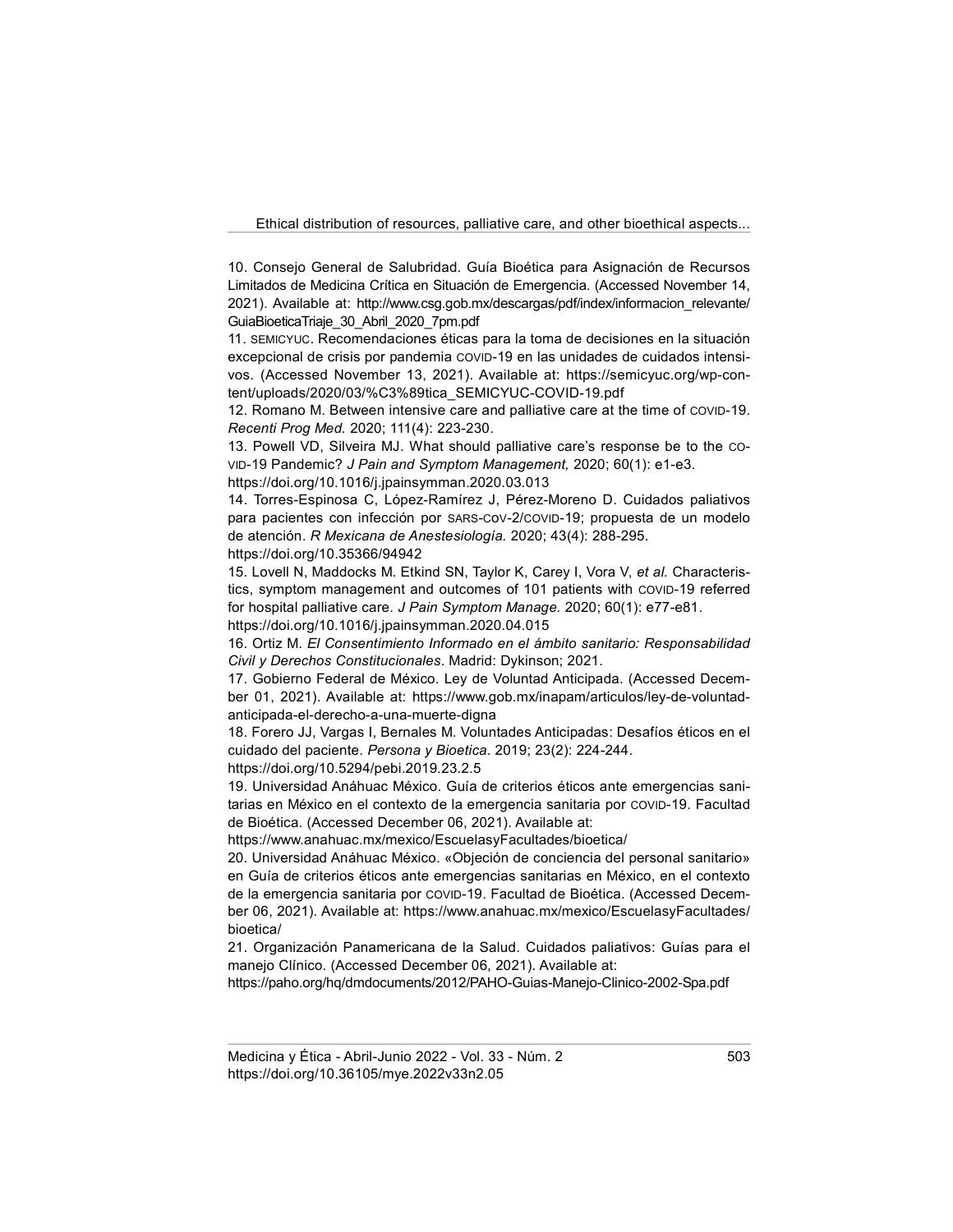10. Consejo General de Salubridad. Guía Bioética para Asignación de Recursos Limitados de Medicina Crítica en Situación de Emergencia. (Accessed November 14, 2021). Available at: http://www.csg.gob.mx/descargas/pdf/index/informacion_relevante/GuiaBioeticaTriaje_30_Abril_2020_7pm.pdf

11. SEMICYUC. Recomendaciones éticas para la toma de decisiones en la situación excepcional de crisis por pandemia COVID-19 en las unidades de cuidados intensivos. (Accessed November 13, 2021). Available at: https://semicyuc.org/wp-content/uploads/2020/03/%C3%89tica_SEMICYUC-COVID-19.pdf

12. Romano M. Between intensive care and palliative care at the time of COVID-19. *Recenti Prog Med.* 2020; 111(4): 223-230.

13. Powell VD, Silveira MJ. What should palliative care's response be to the COVID-19 Pandemic? *J Pain and Symptom Management,* 2020; 60(1): e1-e3. https://doi.org/10.1016/j.jpainsymman.2020.03.013

14. Torres-Espinosa C, López-Ramírez J, Pérez-Moreno D. Cuidados paliativos para pacientes con infección por SARS-COV-2/COVID-19; propuesta de un modelo de atención. *R Mexicana de Anestesiología.* 2020; 43(4): 288-295. https://doi.org/10.35366/94942

15. Lovell N, Maddocks M. Etkind SN, Taylor K, Carey I, Vora V, *et al.* Characteristics, symptom management and outcomes of 101 patients with COVID-19 referred for hospital palliative care. *J Pain Symptom Manage.* 2020; 60(1): e77-e81. https://doi.org/10.1016/j.jpainsymman.2020.04.015

16. Ortiz M. *El Consentimiento Informado en el ámbito sanitario: Responsabilidad Civil y Derechos Constitucionales*. Madrid: Dykinson; 2021.

17. Gobierno Federal de México. Ley de Voluntad Anticipada. (Accessed December 01, 2021). Available at: https://www.gob.mx/inapam/articulos/ley-de-voluntad-anticipada-el-derecho-a-una-muerte-digna

18. Forero JJ, Vargas I, Bernales M. Voluntades Anticipadas: Desafíos éticos en el cuidado del paciente. *Persona y Bioetica*. 2019; 23(2): 224-244. https://doi.org/10.5294/pebi.2019.23.2.5

19. Universidad Anáhuac México. Guía de criterios éticos ante emergencias sanitarias en México en el contexto de la emergencia sanitaria por COVID-19. Facultad de Bioética. (Accessed December 06, 2021). Available at: https://www.anahuac.mx/mexico/EscuelasyFacultades/bioetica/

20. Universidad Anáhuac México. «Objeción de conciencia del personal sanitario» en Guía de criterios éticos ante emergencias sanitarias en México, en el contexto de la emergencia sanitaria por COVID-19. Facultad de Bioética. (Accessed December 06, 2021). Available at: https://www.anahuac.mx/mexico/EscuelasyFacultades/bioetica/

21. Organización Panamericana de la Salud. Cuidados paliativos: Guías para el manejo Clínico. (Accessed December 06, 2021). Available at: https://paho.org/hq/dmdocuments/2012/PAHO-Guias-Manejo-Clinico-2002-Spa.pdf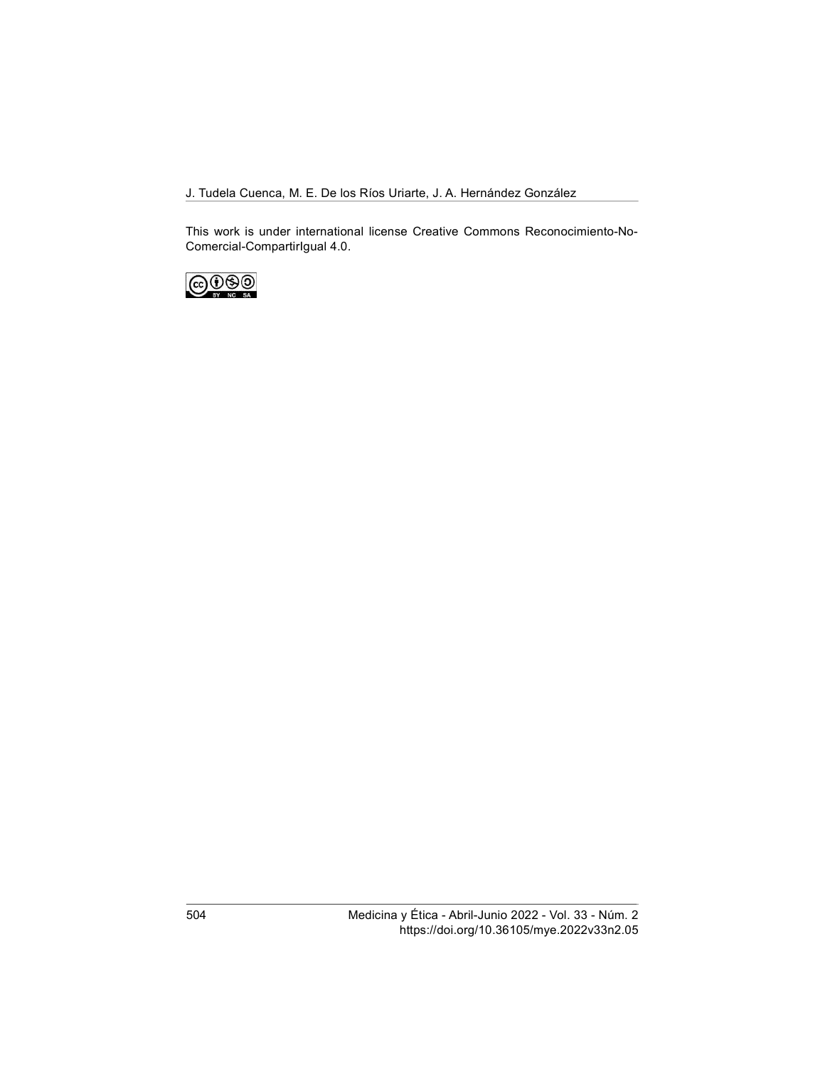This work is under international license Creative Commons Reconocimiento-No-Comercial-CompartirIgual 4.0.